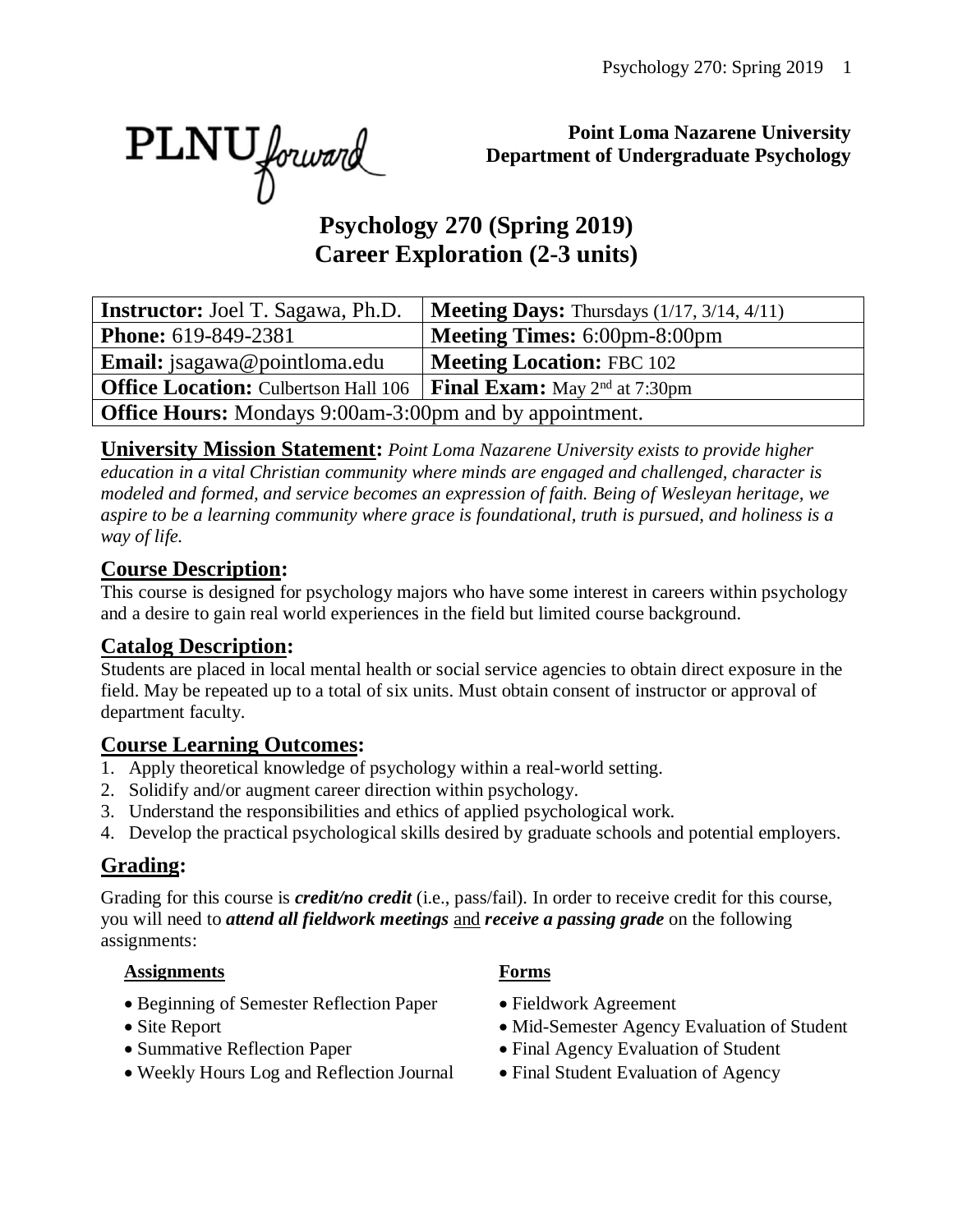**Point Loma Nazarene University**
**Department of Undergraduate Psychology**

# Psychology 270 (Spring 2019)
# Career Exploration (2-3 units)

| **Instructor:** Joel T. Sagawa, Ph.D. | **Meeting Days:** Thursdays (1/17, 3/14, 4/11) |
|---|---|
| **Phone:** 619-849-2381 | **Meeting Times:** 6:00pm-8:00pm |
| **Email:** jsagawa@pointloma.edu | **Meeting Location:** FBC 102 |
| **Office Location:** Culbertson Hall 106 | **Final Exam:** May 2nd at 7:30pm |
| **Office Hours:** Mondays 9:00am-3:00pm and by appointment. | |

**University Mission Statement:** *Point Loma Nazarene University exists to provide higher education in a vital Christian community where minds are engaged and challenged, character is modeled and formed, and service becomes an expression of faith. Being of Wesleyan heritage, we aspire to be a learning community where grace is foundational, truth is pursued, and holiness is a way of life.*

## Course Description:

This course is designed for psychology majors who have some interest in careers within psychology and a desire to gain real world experiences in the field but limited course background.

## Catalog Description:

Students are placed in local mental health or social service agencies to obtain direct exposure in the field. May be repeated up to a total of six units. Must obtain consent of instructor or approval of department faculty.

## Course Learning Outcomes:

1. Apply theoretical knowledge of psychology within a real-world setting.
2. Solidify and/or augment career direction within psychology.
3. Understand the responsibilities and ethics of applied psychological work.
4. Develop the practical psychological skills desired by graduate schools and potential employers.

## Grading:

Grading for this course is ***credit/no credit*** (i.e., pass/fail). In order to receive credit for this course, you will need to ***attend all fieldwork meetings*** and ***receive a passing grade*** on the following assignments:

**Assignments**

- Beginning of Semester Reflection Paper
- Site Report
- Summative Reflection Paper
- Weekly Hours Log and Reflection Journal

**Forms**

- Fieldwork Agreement
- Mid-Semester Agency Evaluation of Student
- Final Agency Evaluation of Student
- Final Student Evaluation of Agency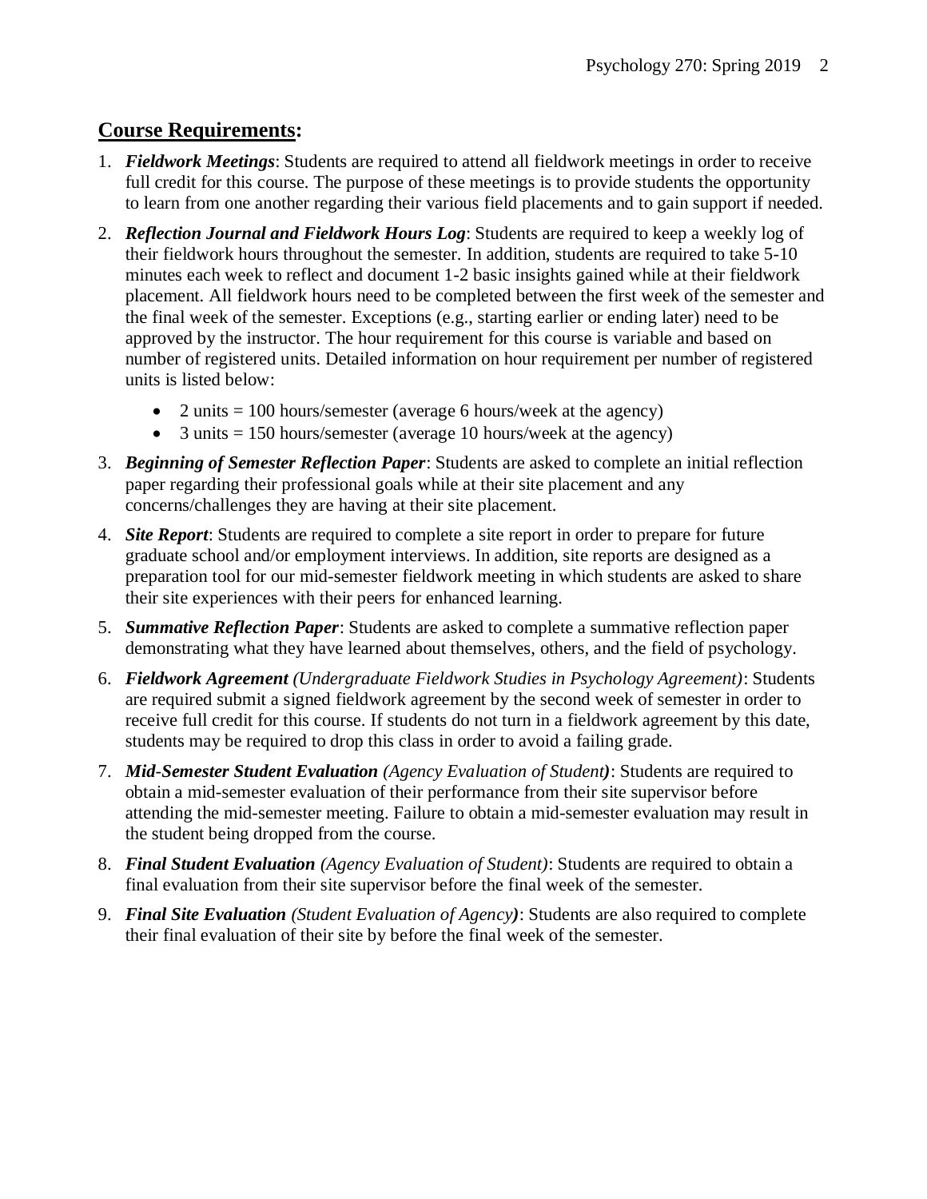## <u>Course Requirements</u>:

1. ***Fieldwork Meetings***: Students are required to attend all fieldwork meetings in order to receive full credit for this course. The purpose of these meetings is to provide students the opportunity to learn from one another regarding their various field placements and to gain support if needed.
2. ***Reflection Journal and Fieldwork Hours Log***: Students are required to keep a weekly log of their fieldwork hours throughout the semester. In addition, students are required to take 5-10 minutes each week to reflect and document 1-2 basic insights gained while at their fieldwork placement. All fieldwork hours need to be completed between the first week of the semester and the final week of the semester. Exceptions (e.g., starting earlier or ending later) need to be approved by the instructor. The hour requirement for this course is variable and based on number of registered units. Detailed information on hour requirement per number of registered units is listed below:
   - 2 units = 100 hours/semester (average 6 hours/week at the agency)
   - 3 units = 150 hours/semester (average 10 hours/week at the agency)
3. ***Beginning of Semester Reflection Paper***: Students are asked to complete an initial reflection paper regarding their professional goals while at their site placement and any concerns/challenges they are having at their site placement.
4. ***Site Report***: Students are required to complete a site report in order to prepare for future graduate school and/or employment interviews. In addition, site reports are designed as a preparation tool for our mid-semester fieldwork meeting in which students are asked to share their site experiences with their peers for enhanced learning.
5. ***Summative Reflection Paper***: Students are asked to complete a summative reflection paper demonstrating what they have learned about themselves, others, and the field of psychology.
6. ***Fieldwork Agreement*** *(Undergraduate Fieldwork Studies in Psychology Agreement)*: Students are required submit a signed fieldwork agreement by the second week of semester in order to receive full credit for this course. If students do not turn in a fieldwork agreement by this date, students may be required to drop this class in order to avoid a failing grade.
7. ***Mid-Semester Student Evaluation*** *(Agency Evaluation of Student)*: Students are required to obtain a mid-semester evaluation of their performance from their site supervisor before attending the mid-semester meeting. Failure to obtain a mid-semester evaluation may result in the student being dropped from the course.
8. ***Final Student Evaluation*** *(Agency Evaluation of Student)*: Students are required to obtain a final evaluation from their site supervisor before the final week of the semester.
9. ***Final Site Evaluation*** *(Student Evaluation of Agency)*: Students are also required to complete their final evaluation of their site by before the final week of the semester.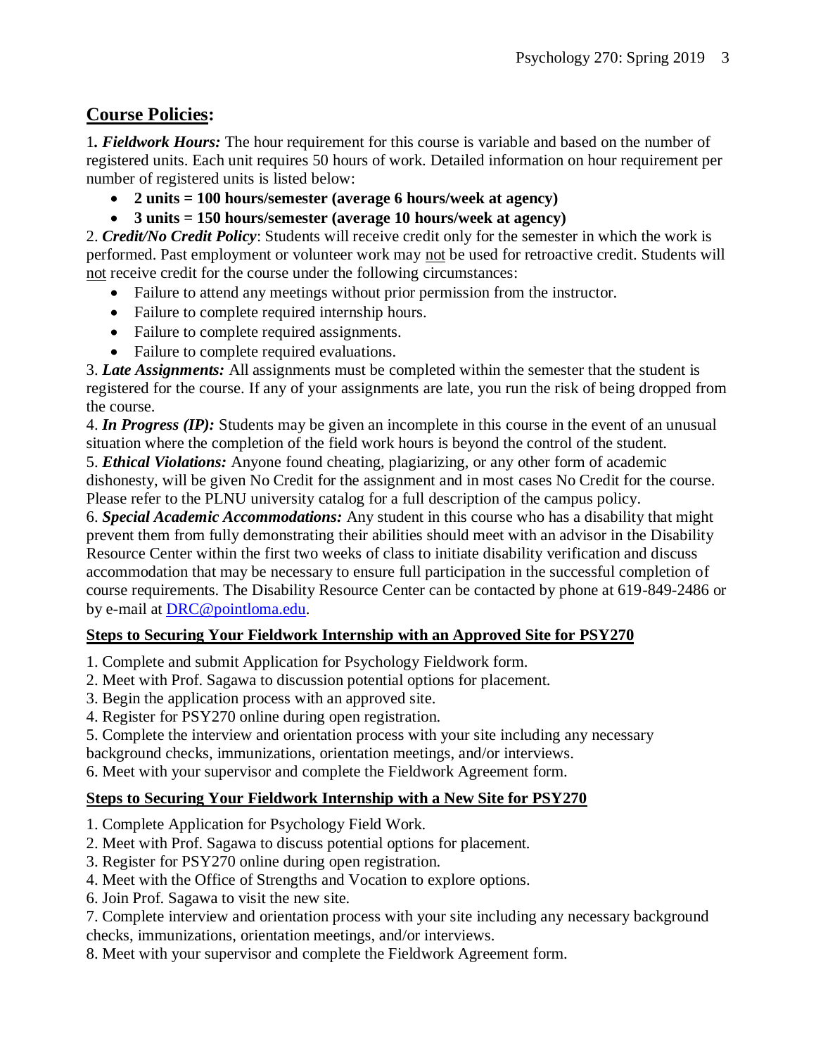## **Course Policies:**

1**.** ***Fieldwork Hours:*** The hour requirement for this course is variable and based on the number of registered units. Each unit requires 50 hours of work. Detailed information on hour requirement per number of registered units is listed below:

- **2 units = 100 hours/semester (average 6 hours/week at agency)**
- **3 units = 150 hours/semester (average 10 hours/week at agency)**

2. ***Credit/No Credit Policy***: Students will receive credit only for the semester in which the work is performed. Past employment or volunteer work may not be used for retroactive credit. Students will not receive credit for the course under the following circumstances:

- Failure to attend any meetings without prior permission from the instructor.
- Failure to complete required internship hours.
- Failure to complete required assignments.
- Failure to complete required evaluations.

3. ***Late Assignments:*** All assignments must be completed within the semester that the student is registered for the course. If any of your assignments are late, you run the risk of being dropped from the course.

4. ***In Progress (IP):*** Students may be given an incomplete in this course in the event of an unusual situation where the completion of the field work hours is beyond the control of the student.

5. ***Ethical Violations:*** Anyone found cheating, plagiarizing, or any other form of academic dishonesty, will be given No Credit for the assignment and in most cases No Credit for the course. Please refer to the PLNU university catalog for a full description of the campus policy.

6. ***Special Academic Accommodations:*** Any student in this course who has a disability that might prevent them from fully demonstrating their abilities should meet with an advisor in the Disability Resource Center within the first two weeks of class to initiate disability verification and discuss accommodation that may be necessary to ensure full participation in the successful completion of course requirements. The Disability Resource Center can be contacted by phone at 619-849-2486 or by e-mail at DRC@pointloma.edu.

### **Steps to Securing Your Fieldwork Internship with an Approved Site for PSY270**

1. Complete and submit Application for Psychology Fieldwork form.
2. Meet with Prof. Sagawa to discussion potential options for placement.
3. Begin the application process with an approved site.
4. Register for PSY270 online during open registration.
5. Complete the interview and orientation process with your site including any necessary background checks, immunizations, orientation meetings, and/or interviews.
6. Meet with your supervisor and complete the Fieldwork Agreement form.

### **Steps to Securing Your Fieldwork Internship with a New Site for PSY270**

1. Complete Application for Psychology Field Work.
2. Meet with Prof. Sagawa to discuss potential options for placement.
3. Register for PSY270 online during open registration.
4. Meet with the Office of Strengths and Vocation to explore options.
6. Join Prof. Sagawa to visit the new site.
7. Complete interview and orientation process with your site including any necessary background checks, immunizations, orientation meetings, and/or interviews.
8. Meet with your supervisor and complete the Fieldwork Agreement form.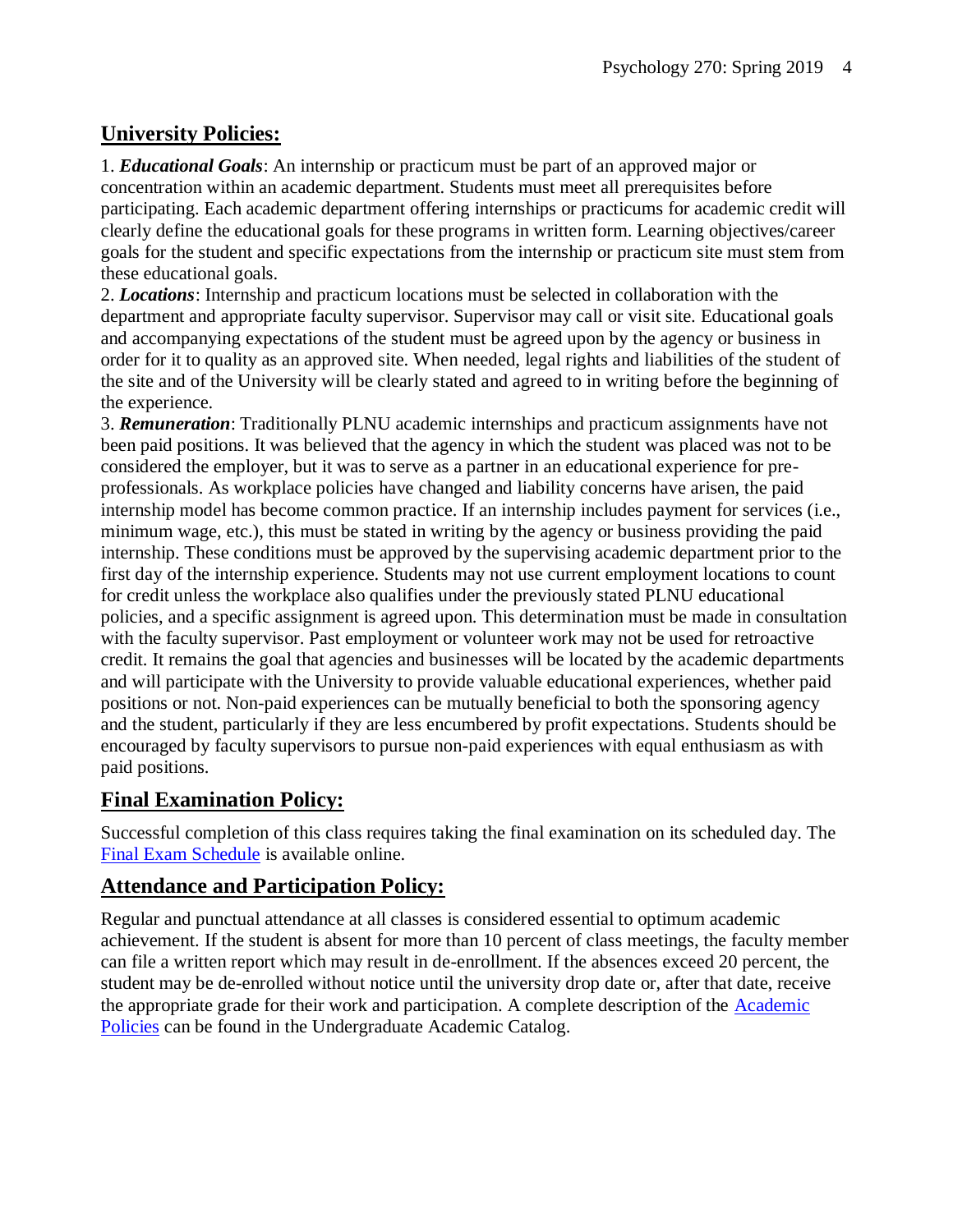## University Policies:

1. ***Educational Goals***: An internship or practicum must be part of an approved major or concentration within an academic department. Students must meet all prerequisites before participating. Each academic department offering internships or practicums for academic credit will clearly define the educational goals for these programs in written form. Learning objectives/career goals for the student and specific expectations from the internship or practicum site must stem from these educational goals.
2. ***Locations***: Internship and practicum locations must be selected in collaboration with the department and appropriate faculty supervisor. Supervisor may call or visit site. Educational goals and accompanying expectations of the student must be agreed upon by the agency or business in order for it to quality as an approved site. When needed, legal rights and liabilities of the student of the site and of the University will be clearly stated and agreed to in writing before the beginning of the experience.
3. ***Remuneration***: Traditionally PLNU academic internships and practicum assignments have not been paid positions. It was believed that the agency in which the student was placed was not to be considered the employer, but it was to serve as a partner in an educational experience for pre-professionals. As workplace policies have changed and liability concerns have arisen, the paid internship model has become common practice. If an internship includes payment for services (i.e., minimum wage, etc.), this must be stated in writing by the agency or business providing the paid internship. These conditions must be approved by the supervising academic department prior to the first day of the internship experience. Students may not use current employment locations to count for credit unless the workplace also qualifies under the previously stated PLNU educational policies, and a specific assignment is agreed upon. This determination must be made in consultation with the faculty supervisor. Past employment or volunteer work may not be used for retroactive credit. It remains the goal that agencies and businesses will be located by the academic departments and will participate with the University to provide valuable educational experiences, whether paid positions or not. Non-paid experiences can be mutually beneficial to both the sponsoring agency and the student, particularly if they are less encumbered by profit expectations. Students should be encouraged by faculty supervisors to pursue non-paid experiences with equal enthusiasm as with paid positions.

## Final Examination Policy:

Successful completion of this class requires taking the final examination on its scheduled day. The Final Exam Schedule is available online.

## Attendance and Participation Policy:

Regular and punctual attendance at all classes is considered essential to optimum academic achievement. If the student is absent for more than 10 percent of class meetings, the faculty member can file a written report which may result in de-enrollment. If the absences exceed 20 percent, the student may be de-enrolled without notice until the university drop date or, after that date, receive the appropriate grade for their work and participation. A complete description of the Academic Policies can be found in the Undergraduate Academic Catalog.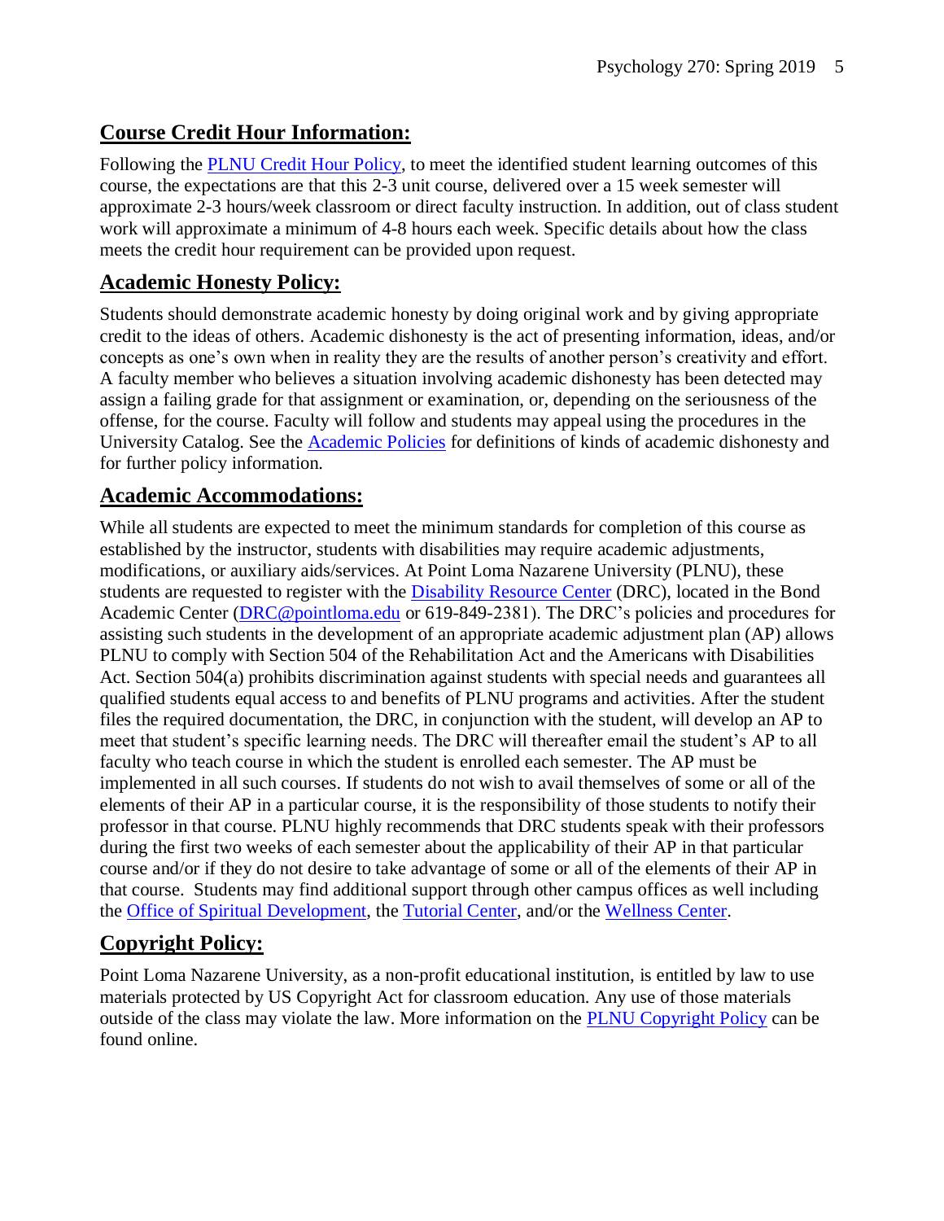## Course Credit Hour Information:

Following the PLNU Credit Hour Policy, to meet the identified student learning outcomes of this course, the expectations are that this 2-3 unit course, delivered over a 15 week semester will approximate 2-3 hours/week classroom or direct faculty instruction. In addition, out of class student work will approximate a minimum of 4-8 hours each week. Specific details about how the class meets the credit hour requirement can be provided upon request.

## Academic Honesty Policy:

Students should demonstrate academic honesty by doing original work and by giving appropriate credit to the ideas of others. Academic dishonesty is the act of presenting information, ideas, and/or concepts as one's own when in reality they are the results of another person's creativity and effort. A faculty member who believes a situation involving academic dishonesty has been detected may assign a failing grade for that assignment or examination, or, depending on the seriousness of the offense, for the course. Faculty will follow and students may appeal using the procedures in the University Catalog. See the Academic Policies for definitions of kinds of academic dishonesty and for further policy information.

## Academic Accommodations:

While all students are expected to meet the minimum standards for completion of this course as established by the instructor, students with disabilities may require academic adjustments, modifications, or auxiliary aids/services. At Point Loma Nazarene University (PLNU), these students are requested to register with the Disability Resource Center (DRC), located in the Bond Academic Center (DRC@pointloma.edu or 619-849-2381). The DRC's policies and procedures for assisting such students in the development of an appropriate academic adjustment plan (AP) allows PLNU to comply with Section 504 of the Rehabilitation Act and the Americans with Disabilities Act. Section 504(a) prohibits discrimination against students with special needs and guarantees all qualified students equal access to and benefits of PLNU programs and activities. After the student files the required documentation, the DRC, in conjunction with the student, will develop an AP to meet that student's specific learning needs. The DRC will thereafter email the student's AP to all faculty who teach course in which the student is enrolled each semester. The AP must be implemented in all such courses. If students do not wish to avail themselves of some or all of the elements of their AP in a particular course, it is the responsibility of those students to notify their professor in that course. PLNU highly recommends that DRC students speak with their professors during the first two weeks of each semester about the applicability of their AP in that particular course and/or if they do not desire to take advantage of some or all of the elements of their AP in that course. Students may find additional support through other campus offices as well including the Office of Spiritual Development, the Tutorial Center, and/or the Wellness Center.

## Copyright Policy:

Point Loma Nazarene University, as a non-profit educational institution, is entitled by law to use materials protected by US Copyright Act for classroom education. Any use of those materials outside of the class may violate the law. More information on the PLNU Copyright Policy can be found online.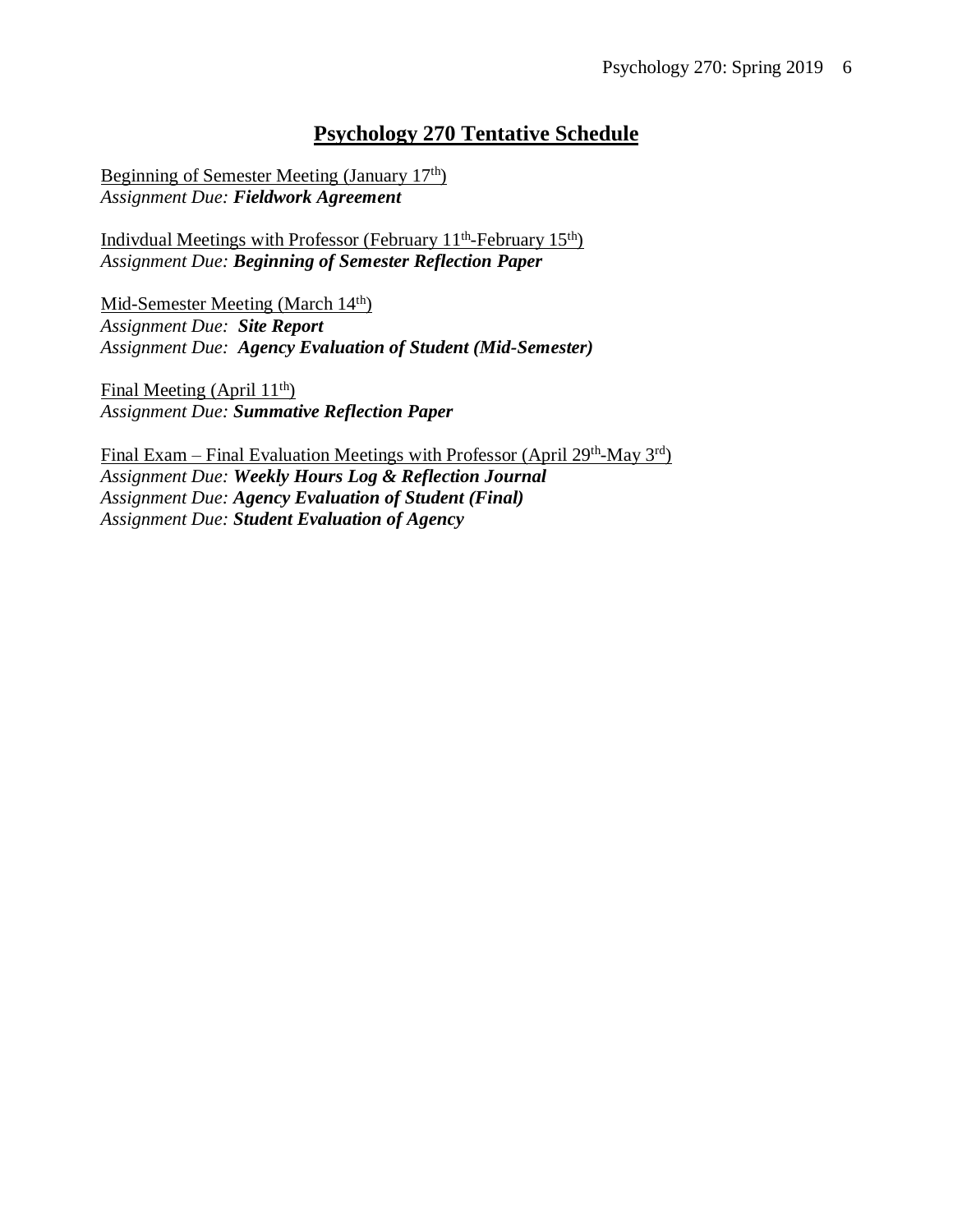# Psychology 270 Tentative Schedule

Beginning of Semester Meeting (January 17th)
*Assignment Due:* ***Fieldwork Agreement***

Indivdual Meetings with Professor (February 11th-February 15th)
*Assignment Due:* ***Beginning of Semester Reflection Paper***

Mid-Semester Meeting (March 14th)
*Assignment Due:* ***Site Report***
*Assignment Due:* ***Agency Evaluation of Student (Mid-Semester)***

Final Meeting (April 11th)
*Assignment Due:* ***Summative Reflection Paper***

Final Exam – Final Evaluation Meetings with Professor (April 29th-May 3rd)
*Assignment Due:* ***Weekly Hours Log & Reflection Journal***
*Assignment Due:* ***Agency Evaluation of Student (Final)***
*Assignment Due:* ***Student Evaluation of Agency***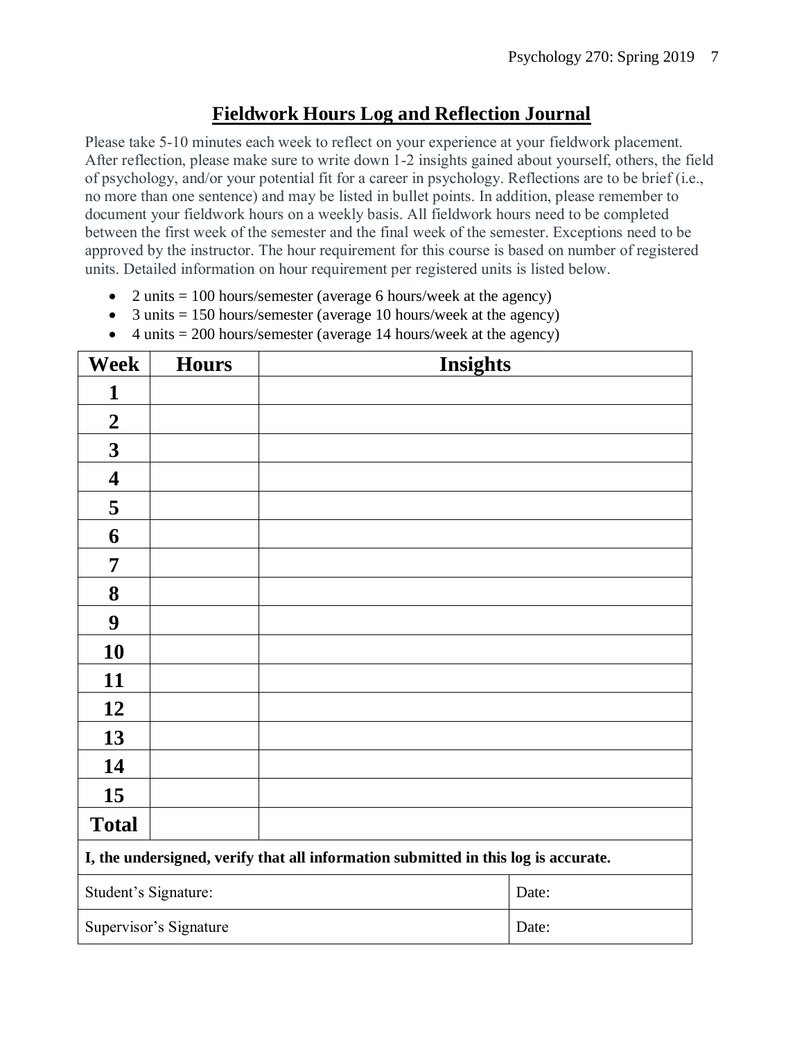## Fieldwork Hours Log and Reflection Journal

Please take 5-10 minutes each week to reflect on your experience at your fieldwork placement. After reflection, please make sure to write down 1-2 insights gained about yourself, others, the field of psychology, and/or your potential fit for a career in psychology. Reflections are to be brief (i.e., no more than one sentence) and may be listed in bullet points. In addition, please remember to document your fieldwork hours on a weekly basis. All fieldwork hours need to be completed between the first week of the semester and the final week of the semester. Exceptions need to be approved by the instructor. The hour requirement for this course is based on number of registered units. Detailed information on hour requirement per registered units is listed below.

- 2 units = 100 hours/semester (average 6 hours/week at the agency)
- 3 units = 150 hours/semester (average 10 hours/week at the agency)
- 4 units = 200 hours/semester (average 14 hours/week at the agency)

| Week | Hours | Insights |
|---|---|---|
| **1** | | |
| **2** | | |
| **3** | | |
| **4** | | |
| **5** | | |
| **6** | | |
| **7** | | |
| **8** | | |
| **9** | | |
| **10** | | |
| **11** | | |
| **12** | | |
| **13** | | |
| **14** | | |
| **15** | | |
| **Total** | | |

**I, the undersigned, verify that all information submitted in this log is accurate.**

| | |
|---|---|
| Student's Signature: | Date: |
| Supervisor's Signature | Date: |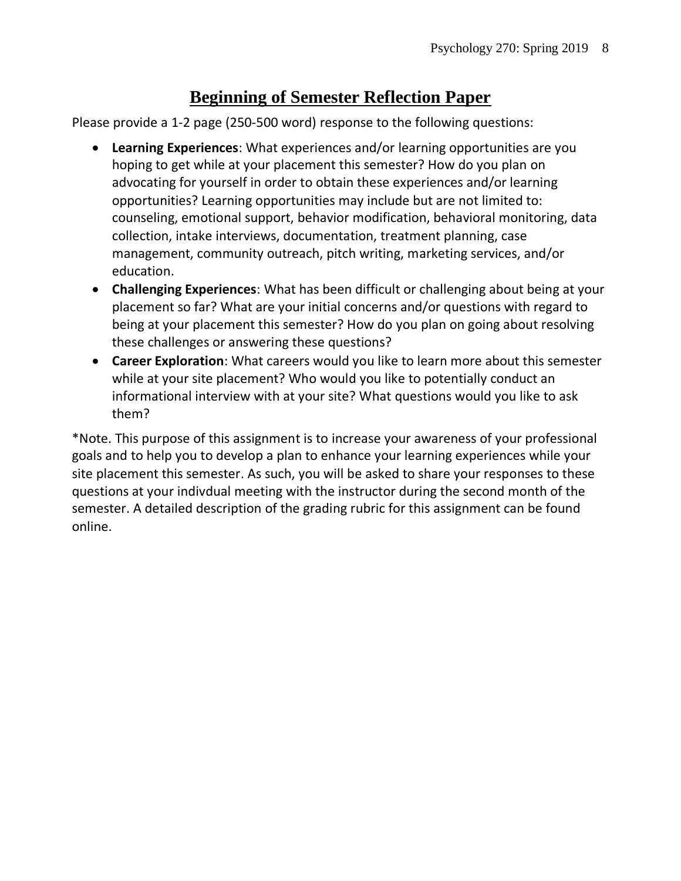# Beginning of Semester Reflection Paper

Please provide a 1-2 page (250-500 word) response to the following questions:

- **Learning Experiences**: What experiences and/or learning opportunities are you hoping to get while at your placement this semester? How do you plan on advocating for yourself in order to obtain these experiences and/or learning opportunities? Learning opportunities may include but are not limited to: counseling, emotional support, behavior modification, behavioral monitoring, data collection, intake interviews, documentation, treatment planning, case management, community outreach, pitch writing, marketing services, and/or education.
- **Challenging Experiences**: What has been difficult or challenging about being at your placement so far? What are your initial concerns and/or questions with regard to being at your placement this semester? How do you plan on going about resolving these challenges or answering these questions?
- **Career Exploration**: What careers would you like to learn more about this semester while at your site placement? Who would you like to potentially conduct an informational interview with at your site? What questions would you like to ask them?

*Note. This purpose of this assignment is to increase your awareness of your professional goals and to help you to develop a plan to enhance your learning experiences while your site placement this semester. As such, you will be asked to share your responses to these questions at your indivdual meeting with the instructor during the second month of the semester. A detailed description of the grading rubric for this assignment can be found online.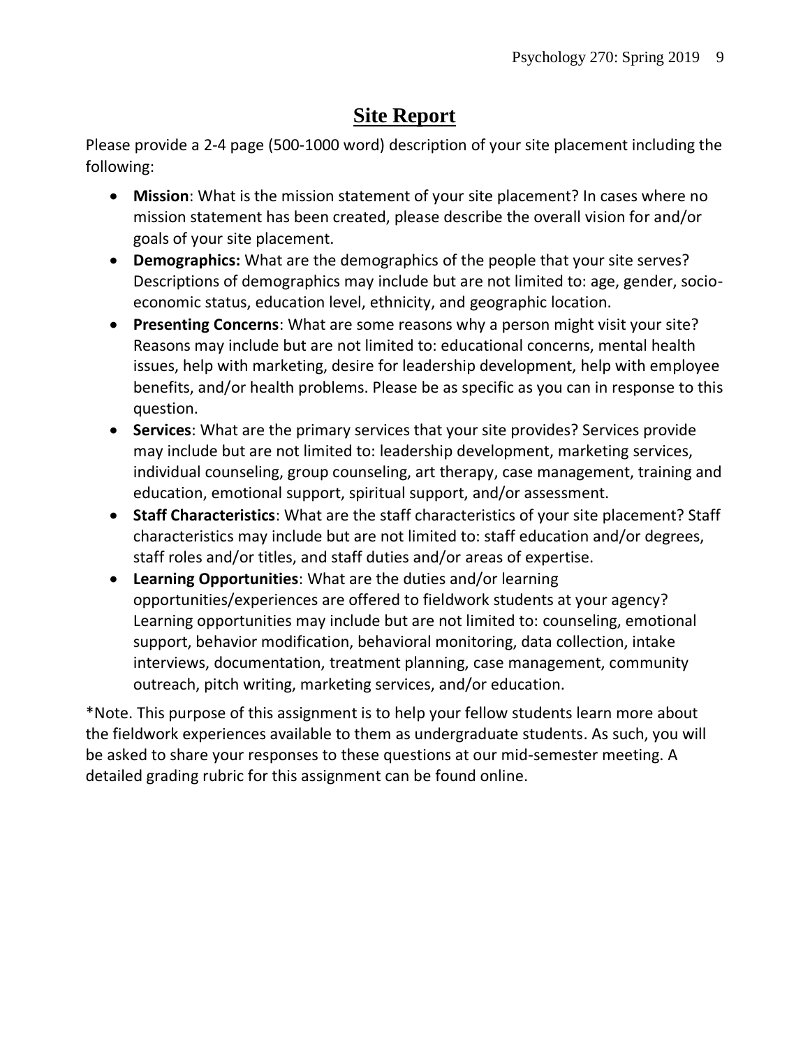# Site Report

Please provide a 2-4 page (500-1000 word) description of your site placement including the following:

- **Mission**: What is the mission statement of your site placement? In cases where no mission statement has been created, please describe the overall vision for and/or goals of your site placement.
- **Demographics:** What are the demographics of the people that your site serves? Descriptions of demographics may include but are not limited to: age, gender, socio-economic status, education level, ethnicity, and geographic location.
- **Presenting Concerns**: What are some reasons why a person might visit your site? Reasons may include but are not limited to: educational concerns, mental health issues, help with marketing, desire for leadership development, help with employee benefits, and/or health problems. Please be as specific as you can in response to this question.
- **Services**: What are the primary services that your site provides? Services provide may include but are not limited to: leadership development, marketing services, individual counseling, group counseling, art therapy, case management, training and education, emotional support, spiritual support, and/or assessment.
- **Staff Characteristics**: What are the staff characteristics of your site placement? Staff characteristics may include but are not limited to: staff education and/or degrees, staff roles and/or titles, and staff duties and/or areas of expertise.
- **Learning Opportunities**: What are the duties and/or learning opportunities/experiences are offered to fieldwork students at your agency? Learning opportunities may include but are not limited to: counseling, emotional support, behavior modification, behavioral monitoring, data collection, intake interviews, documentation, treatment planning, case management, community outreach, pitch writing, marketing services, and/or education.

*Note. This purpose of this assignment is to help your fellow students learn more about the fieldwork experiences available to them as undergraduate students. As such, you will be asked to share your responses to these questions at our mid-semester meeting. A detailed grading rubric for this assignment can be found online.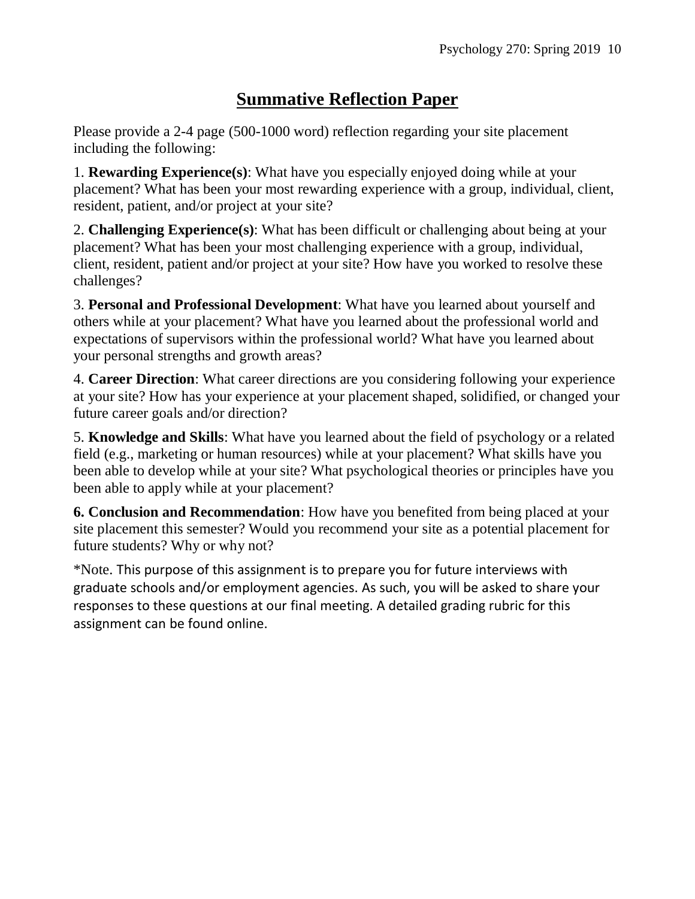# Summative Reflection Paper

Please provide a 2-4 page (500-1000 word) reflection regarding your site placement including the following:

1. **Rewarding Experience(s)**: What have you especially enjoyed doing while at your placement? What has been your most rewarding experience with a group, individual, client, resident, patient, and/or project at your site?

2. **Challenging Experience(s)**: What has been difficult or challenging about being at your placement? What has been your most challenging experience with a group, individual, client, resident, patient and/or project at your site? How have you worked to resolve these challenges?

3. **Personal and Professional Development**: What have you learned about yourself and others while at your placement? What have you learned about the professional world and expectations of supervisors within the professional world? What have you learned about your personal strengths and growth areas?

4. **Career Direction**: What career directions are you considering following your experience at your site? How has your experience at your placement shaped, solidified, or changed your future career goals and/or direction?

5. **Knowledge and Skills**: What have you learned about the field of psychology or a related field (e.g., marketing or human resources) while at your placement? What skills have you been able to develop while at your site? What psychological theories or principles have you been able to apply while at your placement?

**6. Conclusion and Recommendation**: How have you benefited from being placed at your site placement this semester? Would you recommend your site as a potential placement for future students? Why or why not?

*Note. This purpose of this assignment is to prepare you for future interviews with graduate schools and/or employment agencies. As such, you will be asked to share your responses to these questions at our final meeting. A detailed grading rubric for this assignment can be found online.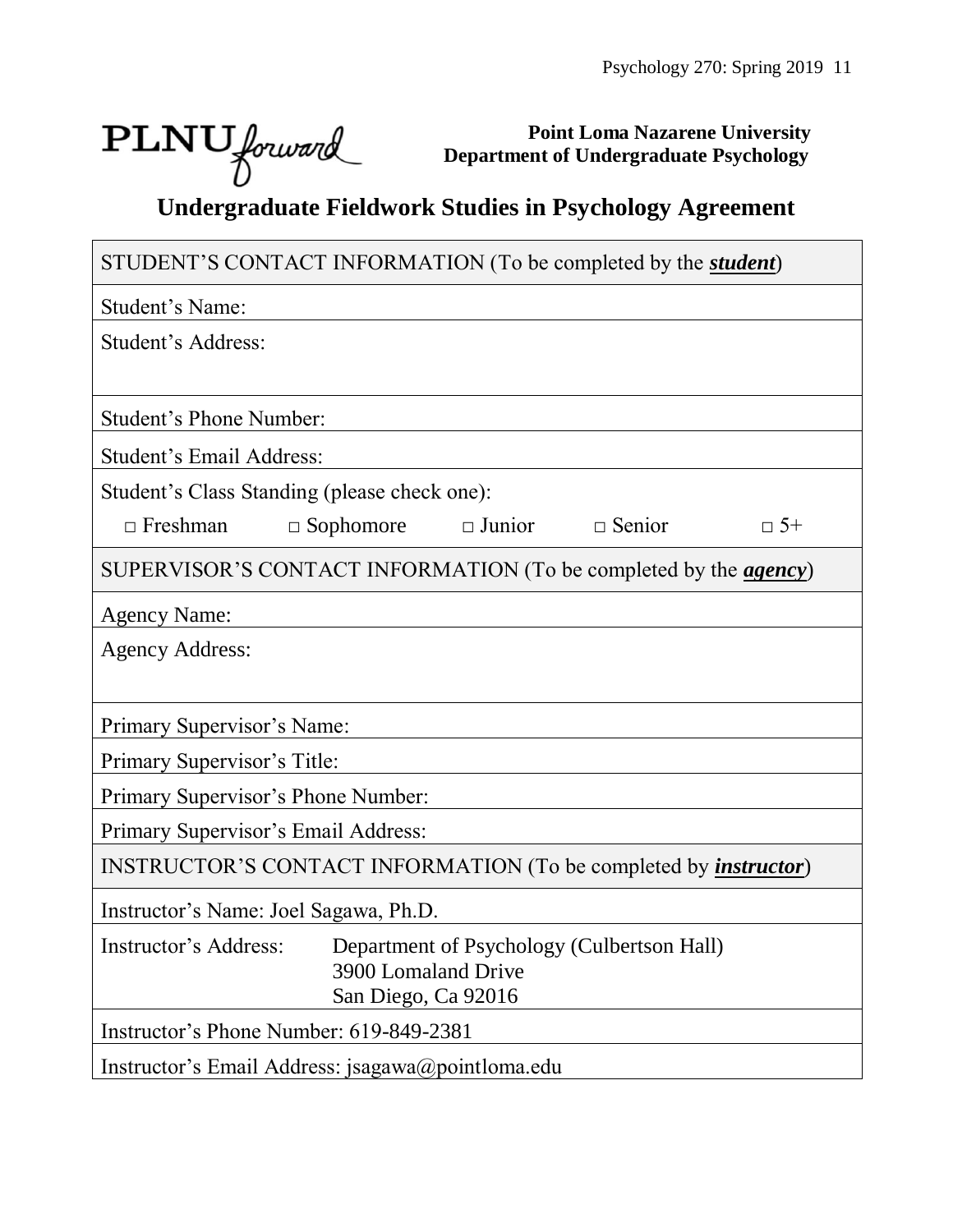PLNU*forward*

**Point Loma Nazarene University**
**Department of Undergraduate Psychology**

# Undergraduate Fieldwork Studies in Psychology Agreement

| STUDENT'S CONTACT INFORMATION (To be completed by the ***student***) |
|---|
| Student's Name: |
| Student's Address: |
| Student's Phone Number: |
| Student's Email Address: |
| Student's Class Standing (please check one): □ Freshman □ Sophomore □ Junior □ Senior □ 5+ |
| SUPERVISOR'S CONTACT INFORMATION (To be completed by the ***agency***) |
| Agency Name: |
| Agency Address: |
| Primary Supervisor's Name: |
| Primary Supervisor's Title: |
| Primary Supervisor's Phone Number: |
| Primary Supervisor's Email Address: |
| INSTRUCTOR'S CONTACT INFORMATION (To be completed by ***instructor***) |
| Instructor's Name: Joel Sagawa, Ph.D. |
| Instructor's Address: Department of Psychology (Culbertson Hall), 3900 Lomaland Drive, San Diego, Ca 92016 |
| Instructor's Phone Number: 619-849-2381 |
| Instructor's Email Address: jsagawa@pointloma.edu |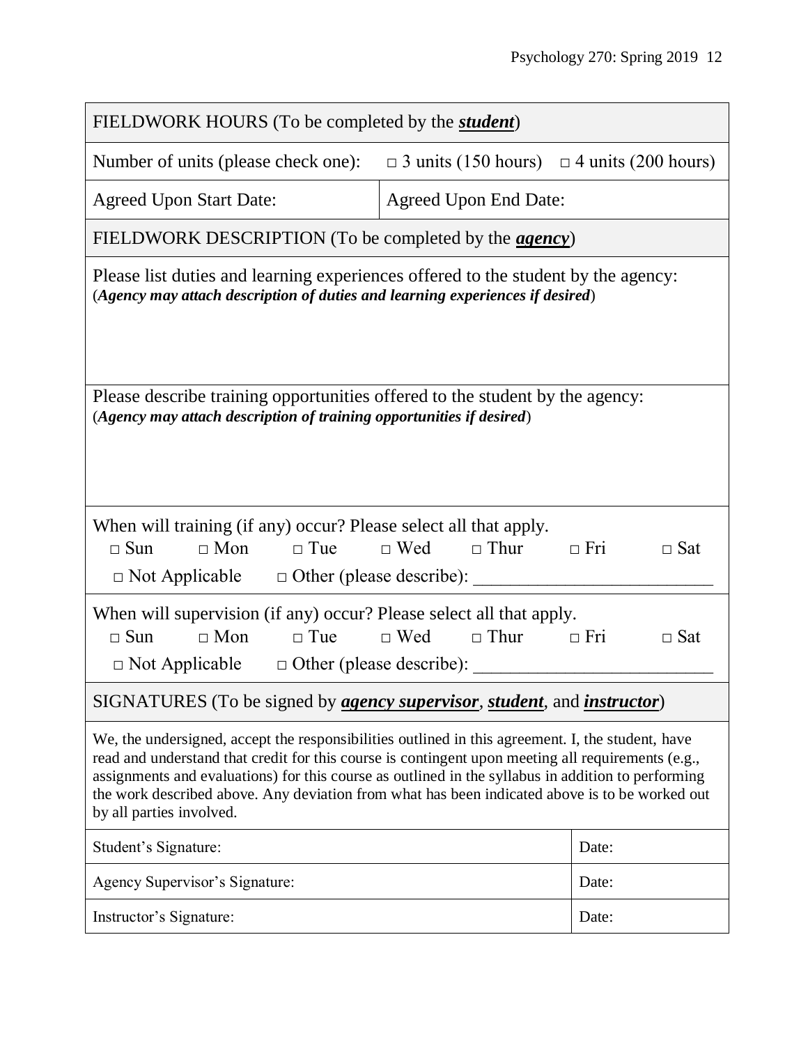| FIELDWORK HOURS (To be completed by the ***student***) | |
|---|---|
| Number of units (please check one): □ 3 units (150 hours) □ 4 units (200 hours) | |
| Agreed Upon Start Date: | Agreed Upon End Date: |

| FIELDWORK DESCRIPTION (To be completed by the ***agency***) |
|---|
| Please list duties and learning experiences offered to the student by the agency: (***Agency may attach description of duties and learning experiences if desired***) |
| Please describe training opportunities offered to the student by the agency: (***Agency may attach description of training opportunities if desired***) |
| When will training (if any) occur? Please select all that apply. □ Sun □ Mon □ Tue □ Wed □ Thur □ Fri □ Sat □ Not Applicable □ Other (please describe): __________________________ |
| When will supervision (if any) occur? Please select all that apply. □ Sun □ Mon □ Tue □ Wed □ Thur □ Fri □ Sat □ Not Applicable □ Other (please describe): __________________________ |

| SIGNATURES (To be signed by ***agency supervisor***, ***student***, and ***instructor***) | |
|---|---|
| We, the undersigned, accept the responsibilities outlined in this agreement. I, the student, have read and understand that credit for this course is contingent upon meeting all requirements (e.g., assignments and evaluations) for this course as outlined in the syllabus in addition to performing the work described above. Any deviation from what has been indicated above is to be worked out by all parties involved. | |
| Student's Signature: | Date: |
| Agency Supervisor's Signature: | Date: |
| Instructor's Signature: | Date: |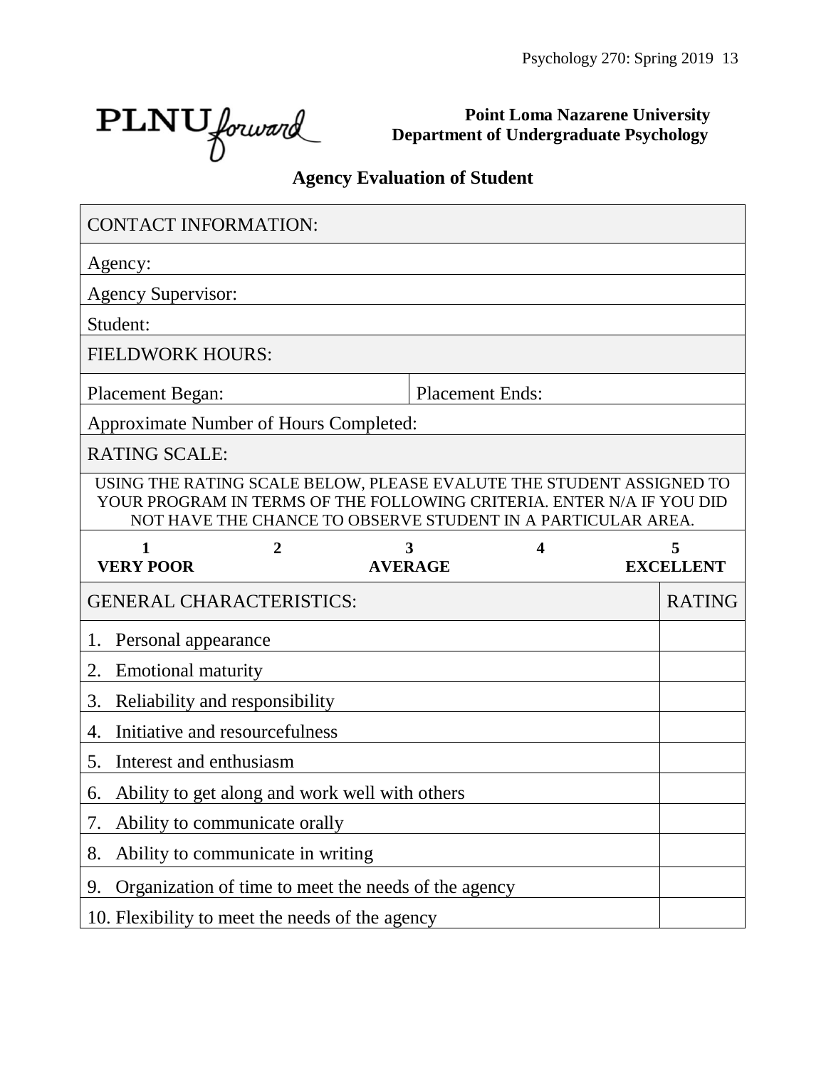**PLNU forward**

**Point Loma Nazarene University**
**Department of Undergraduate Psychology**

## Agency Evaluation of Student

| CONTACT INFORMATION: | |
|---|---|
| Agency: | |
| Agency Supervisor: | |
| Student: | |
| FIELDWORK HOURS: | |
| Placement Began: | Placement Ends: |
| Approximate Number of Hours Completed: | |
| RATING SCALE: | |

USING THE RATING SCALE BELOW, PLEASE EVALUTE THE STUDENT ASSIGNED TO YOUR PROGRAM IN TERMS OF THE FOLLOWING CRITERIA. ENTER N/A IF YOU DID NOT HAVE THE CHANCE TO OBSERVE STUDENT IN A PARTICULAR AREA.

| 1 | 2 | 3 | 4 | 5 |
|---|---|---|---|---|
| **VERY POOR** | | **AVERAGE** | | **EXCELLENT** |

| GENERAL CHARACTERISTICS: | RATING |
|---|---|
| 1. Personal appearance | |
| 2. Emotional maturity | |
| 3. Reliability and responsibility | |
| 4. Initiative and resourcefulness | |
| 5. Interest and enthusiasm | |
| 6. Ability to get along and work well with others | |
| 7. Ability to communicate orally | |
| 8. Ability to communicate in writing | |
| 9. Organization of time to meet the needs of the agency | |
| 10. Flexibility to meet the needs of the agency | |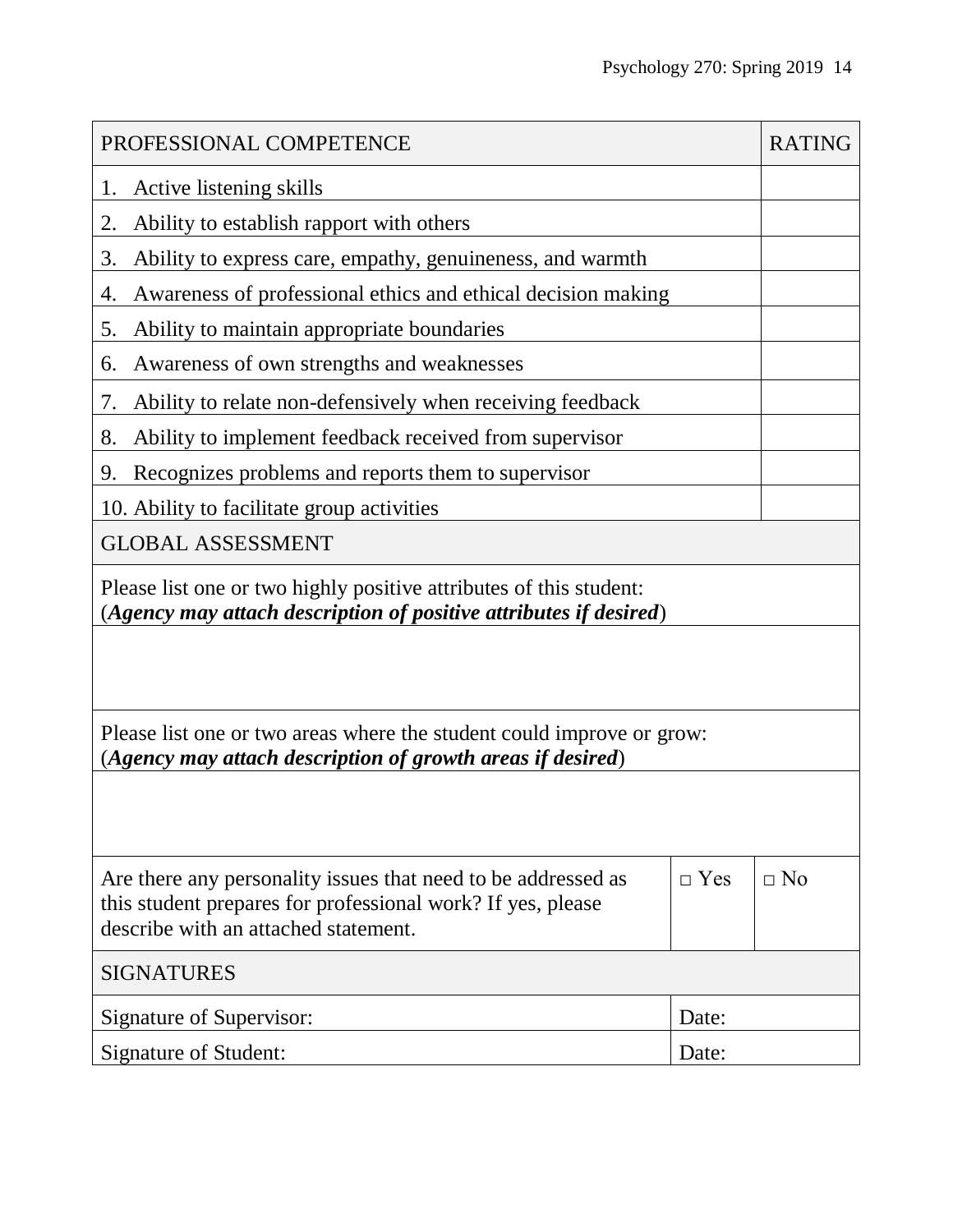| PROFESSIONAL COMPETENCE | RATING |
|---|---|
| 1. Active listening skills | |
| 2. Ability to establish rapport with others | |
| 3. Ability to express care, empathy, genuineness, and warmth | |
| 4. Awareness of professional ethics and ethical decision making | |
| 5. Ability to maintain appropriate boundaries | |
| 6. Awareness of own strengths and weaknesses | |
| 7. Ability to relate non-defensively when receiving feedback | |
| 8. Ability to implement feedback received from supervisor | |
| 9. Recognizes problems and reports them to supervisor | |
| 10. Ability to facilitate group activities | |

| GLOBAL ASSESSMENT | | |
|---|---|---|
| Please list one or two highly positive attributes of this student: (***Agency may attach description of positive attributes if desired***) | | |
| | | |
| Please list one or two areas where the student could improve or grow: (***Agency may attach description of growth areas if desired***) | | |
| | | |
| Are there any personality issues that need to be addressed as this student prepares for professional work? If yes, please describe with an attached statement. | □ Yes | □ No |

| SIGNATURES | |
|---|---|
| Signature of Supervisor: | Date: |
| Signature of Student: | Date: |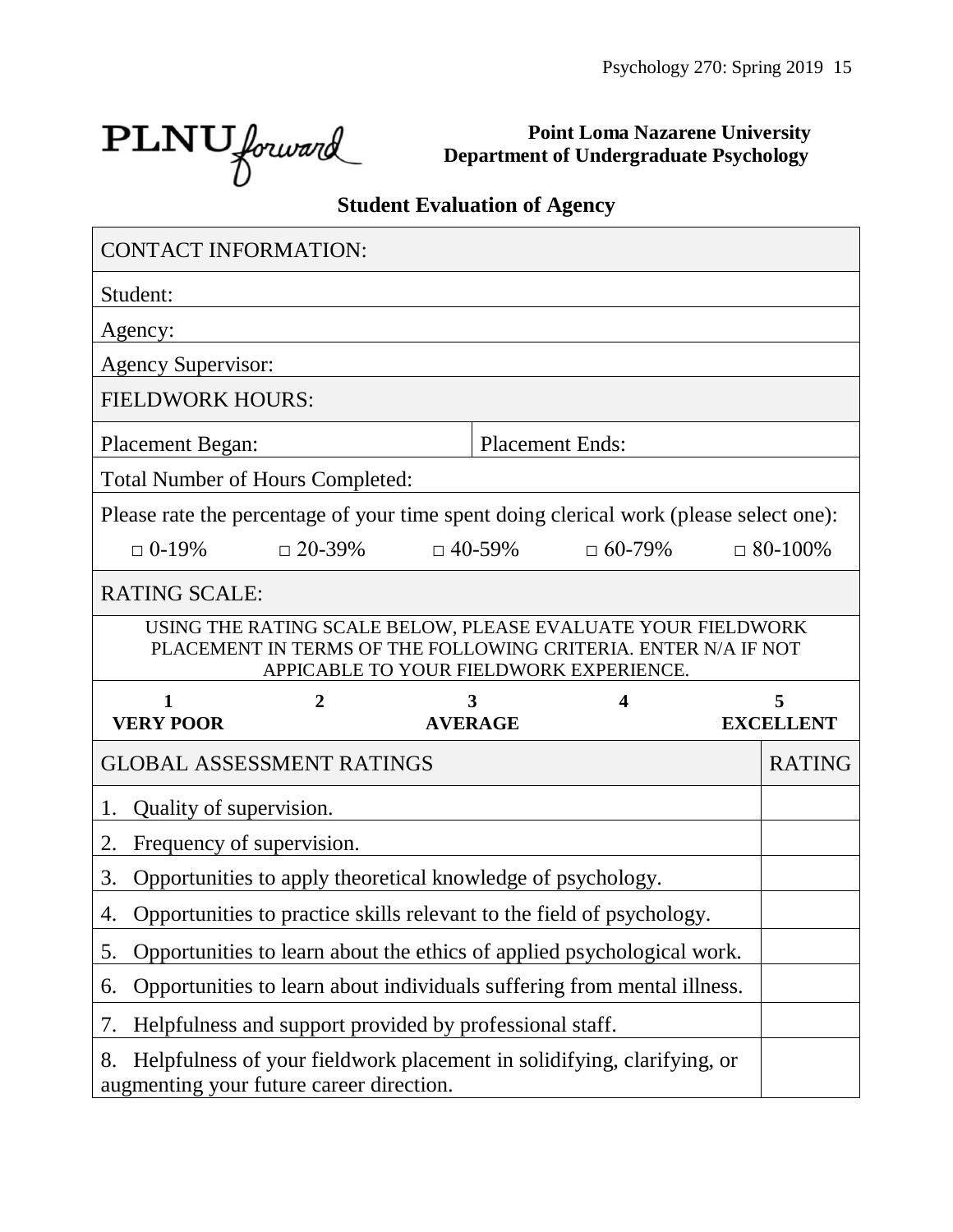PLNU forward

**Point Loma Nazarene University**
**Department of Undergraduate Psychology**

## Student Evaluation of Agency

| CONTACT INFORMATION: | |
|---|---|
| Student: | |
| Agency: | |
| Agency Supervisor: | |
| **FIELDWORK HOURS:** | |
| Placement Began: | Placement Ends: |
| Total Number of Hours Completed: | |

Please rate the percentage of your time spent doing clerical work (please select one):

□ 0-19%  □ 20-39%  □ 40-59%  □ 60-79%  □ 80-100%

**RATING SCALE:**

USING THE RATING SCALE BELOW, PLEASE EVALUATE YOUR FIELDWORK PLACEMENT IN TERMS OF THE FOLLOWING CRITERIA. ENTER N/A IF NOT APPICABLE TO YOUR FIELDWORK EXPERIENCE.

| 1 | 2 | 3 | 4 | 5 |
|---|---|---|---|---|
| **VERY POOR** | | **AVERAGE** | | **EXCELLENT** |

| GLOBAL ASSESSMENT RATINGS | RATING |
|---|---|
| 1. Quality of supervision. | |
| 2. Frequency of supervision. | |
| 3. Opportunities to apply theoretical knowledge of psychology. | |
| 4. Opportunities to practice skills relevant to the field of psychology. | |
| 5. Opportunities to learn about the ethics of applied psychological work. | |
| 6. Opportunities to learn about individuals suffering from mental illness. | |
| 7. Helpfulness and support provided by professional staff. | |
| 8. Helpfulness of your fieldwork placement in solidifying, clarifying, or augmenting your future career direction. | |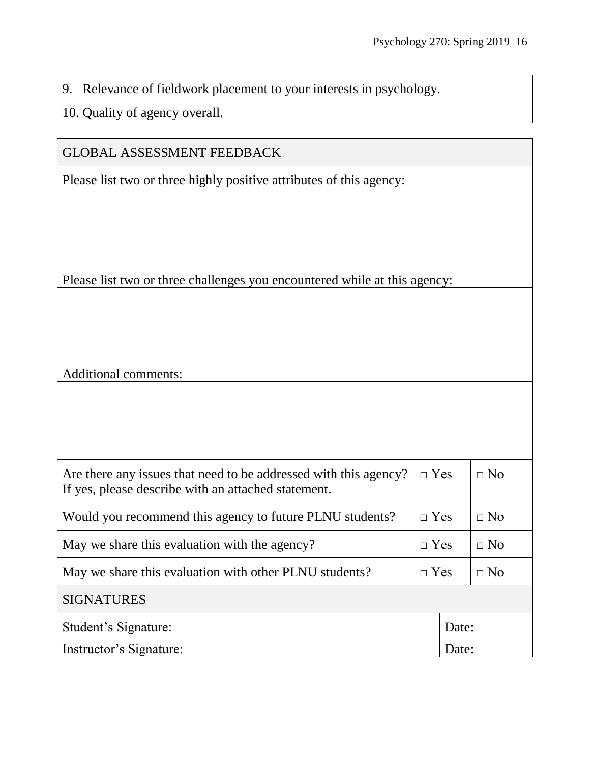| | |
|---|---|
| 9. Relevance of fieldwork placement to your interests in psychology. | |
| 10. Quality of agency overall. | |

| GLOBAL ASSESSMENT FEEDBACK | | |
|---|---|---|
| Please list two or three highly positive attributes of this agency: | | |
| | | |
| Please list two or three challenges you encountered while at this agency: | | |
| | | |
| Additional comments: | | |
| | | |
| Are there any issues that need to be addressed with this agency? If yes, please describe with an attached statement. | □ Yes | □ No |
| Would you recommend this agency to future PLNU students? | □ Yes | □ No |
| May we share this evaluation with the agency? | □ Yes | □ No |
| May we share this evaluation with other PLNU students? | □ Yes | □ No |

| SIGNATURES | |
|---|---|
| Student's Signature: | Date: |
| Instructor's Signature: | Date: |